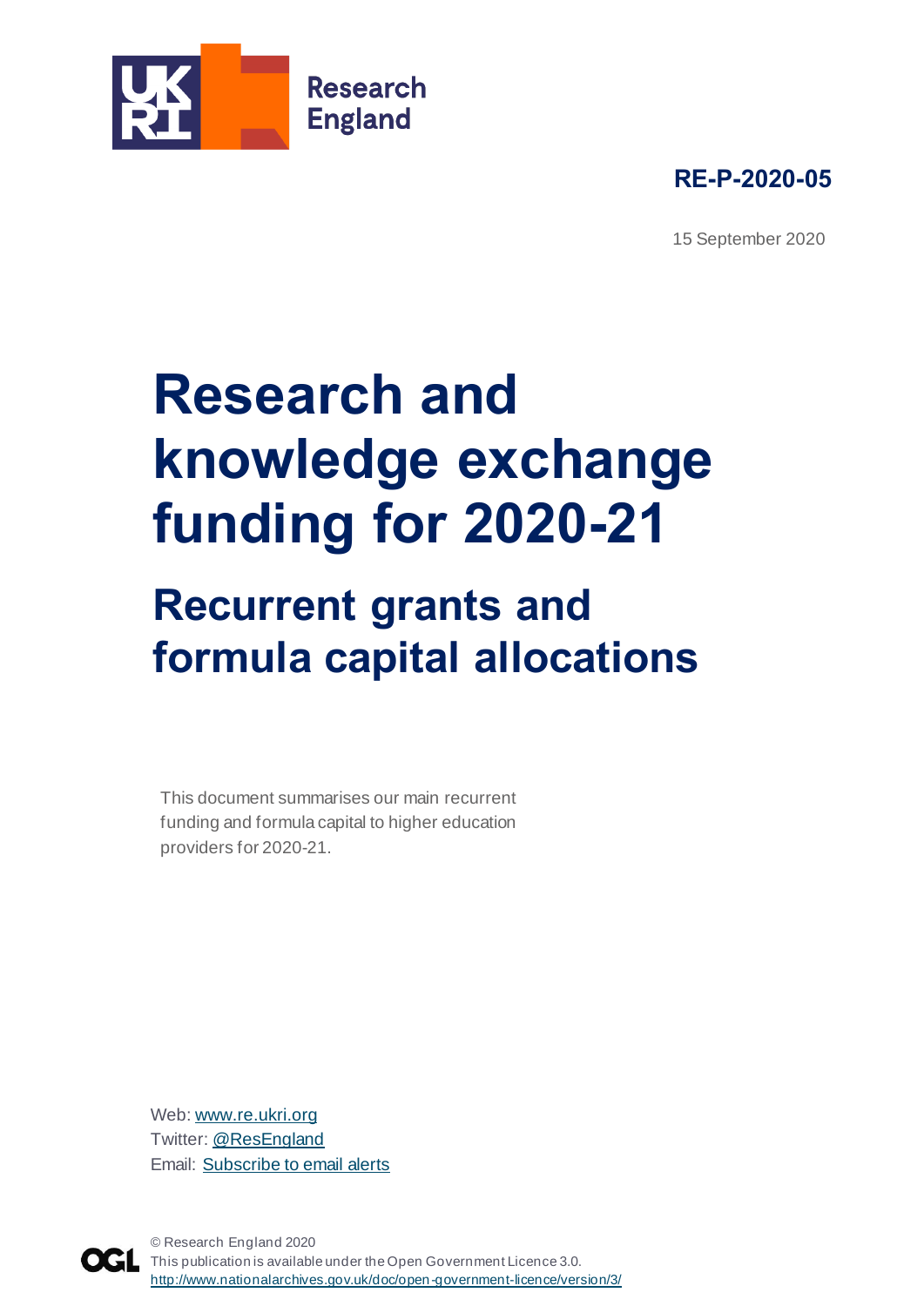Research England

**RE-P-2020-05**

15 September 2020

# Research and knowledge exchange funding for 2020-21

## Recurrent grants and formula capital allocations

This document summarises our main recurrent funding and formula capital to higher education providers for 2020-21.

Web: [www.re.ukri.org](www.re.ukri.org)
Twitter: @ResEngland
Email: Subscribe to email alerts

© Research England 2020
This publication is available under the Open Government Licence 3.0.
http://www.nationalarchives.gov.uk/doc/open-government-licence/version/3/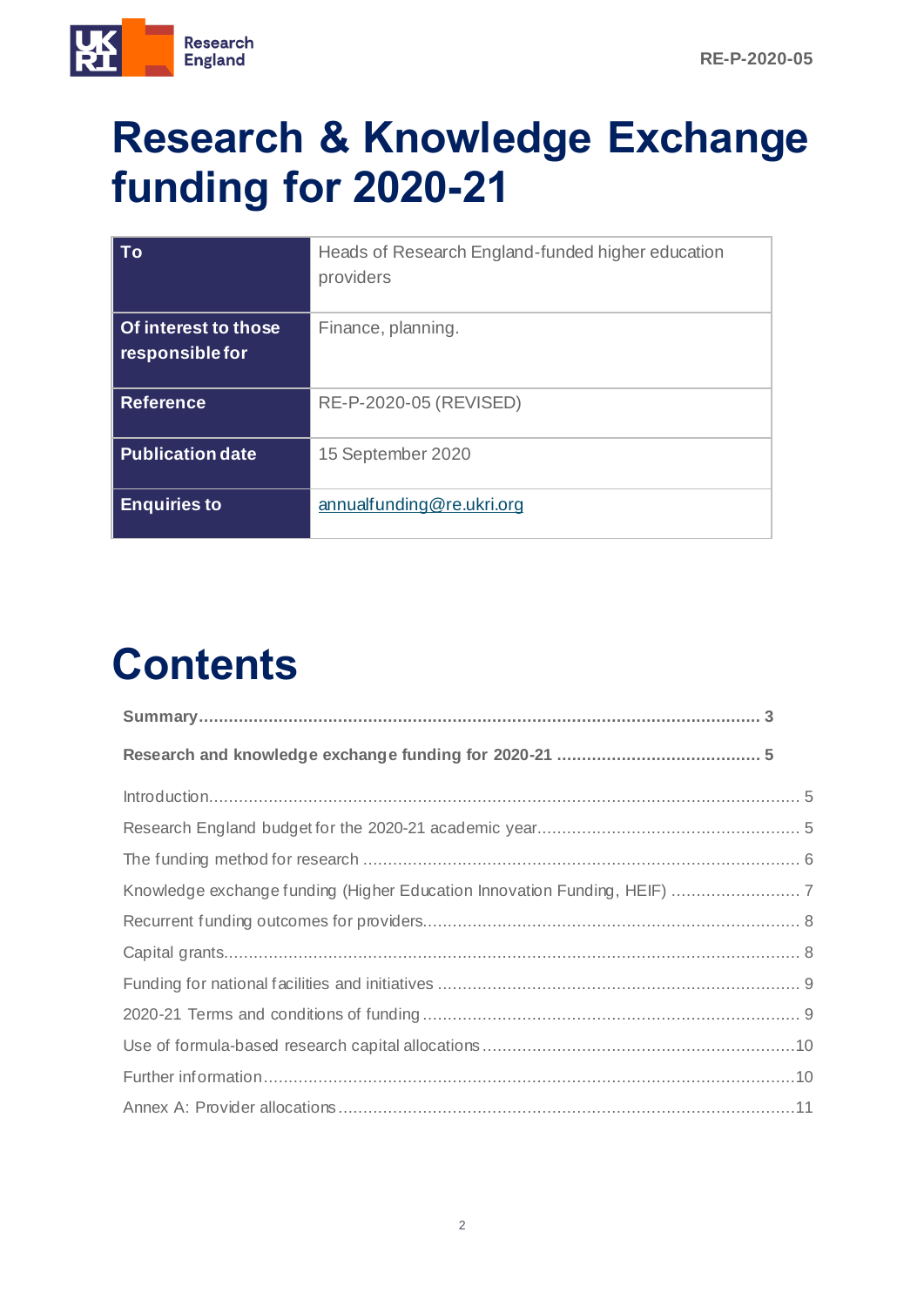# Research & Knowledge Exchange funding for 2020-21

| To | Heads of Research England-funded higher education providers |
| --- | --- |
| Of interest to those responsible for | Finance, planning. |
| Reference | RE-P-2020-05 (REVISED) |
| Publication date | 15 September 2020 |
| Enquiries to | annualfunding@re.ukri.org |

# Contents

**Summary** ..... 3

**Research and knowledge exchange funding for 2020-21** ..... 5

Introduction ..... 5

Research England budget for the 2020-21 academic year ..... 5

The funding method for research ..... 6

Knowledge exchange funding (Higher Education Innovation Funding, HEIF) ..... 7

Recurrent funding outcomes for providers ..... 8

Capital grants ..... 8

Funding for national facilities and initiatives ..... 9

2020-21 Terms and conditions of funding ..... 9

Use of formula-based research capital allocations ..... 10

Further information ..... 10

Annex A: Provider allocations ..... 11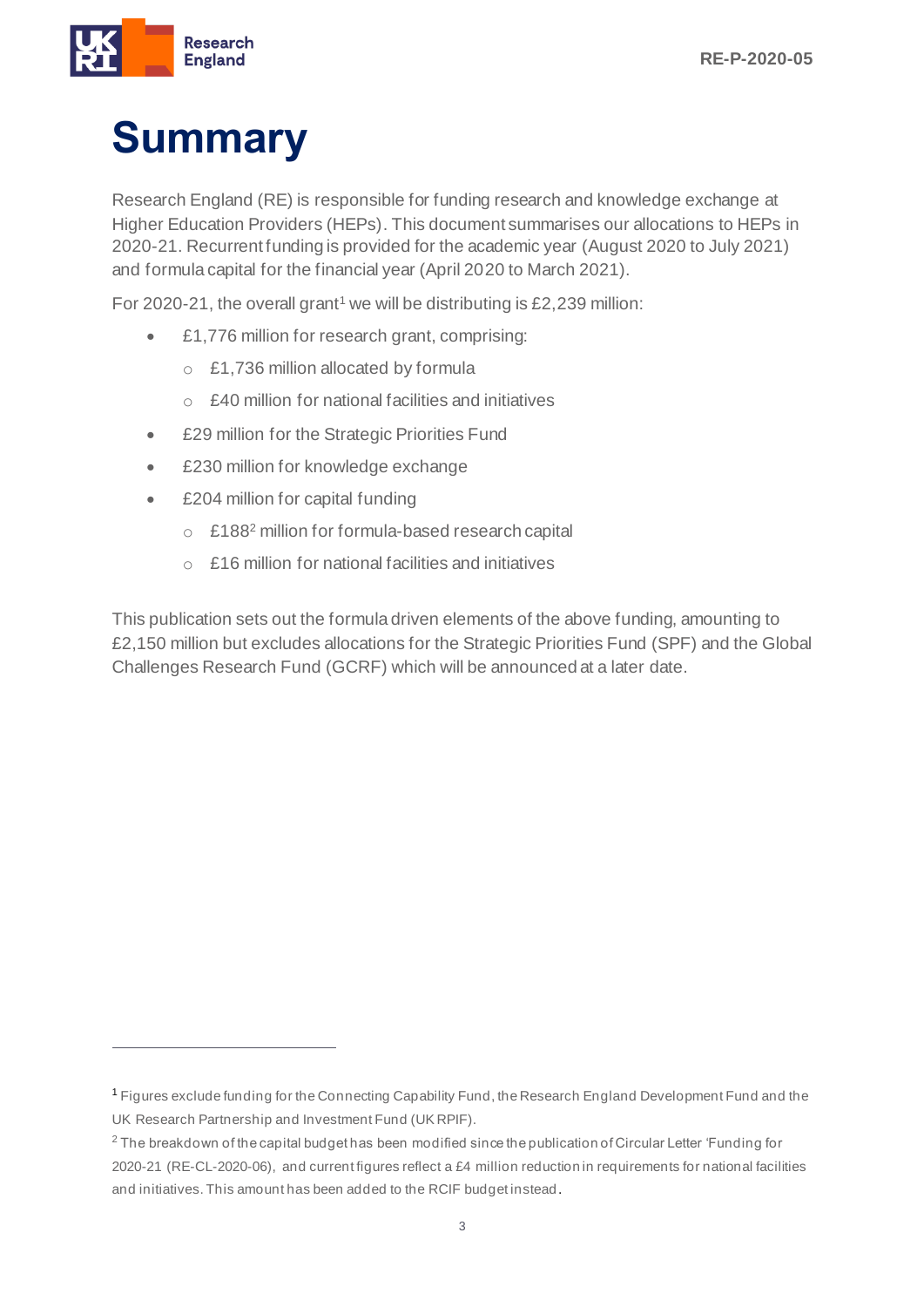# Summary

Research England (RE) is responsible for funding research and knowledge exchange at Higher Education Providers (HEPs). This document summarises our allocations to HEPs in 2020-21. Recurrent funding is provided for the academic year (August 2020 to July 2021) and formula capital for the financial year (April 2020 to March 2021).

For 2020-21, the overall grant[1] we will be distributing is £2,239 million:

- £1,776 million for research grant, comprising:
  - £1,736 million allocated by formula
  - £40 million for national facilities and initiatives
- £29 million for the Strategic Priorities Fund
- £230 million for knowledge exchange
- £204 million for capital funding
  - £188[2] million for formula-based research capital
  - £16 million for national facilities and initiatives

This publication sets out the formula driven elements of the above funding, amounting to £2,150 million but excludes allocations for the Strategic Priorities Fund (SPF) and the Global Challenges Research Fund (GCRF) which will be announced at a later date.

---

[1] Figures exclude funding for the Connecting Capability Fund, the Research England Development Fund and the UK Research Partnership and Investment Fund (UK RPIF).

[2] The breakdown of the capital budget has been modified since the publication of Circular Letter 'Funding for 2020-21 (RE-CL-2020-06), and current figures reflect a £4 million reduction in requirements for national facilities and initiatives. This amount has been added to the RCIF budget instead.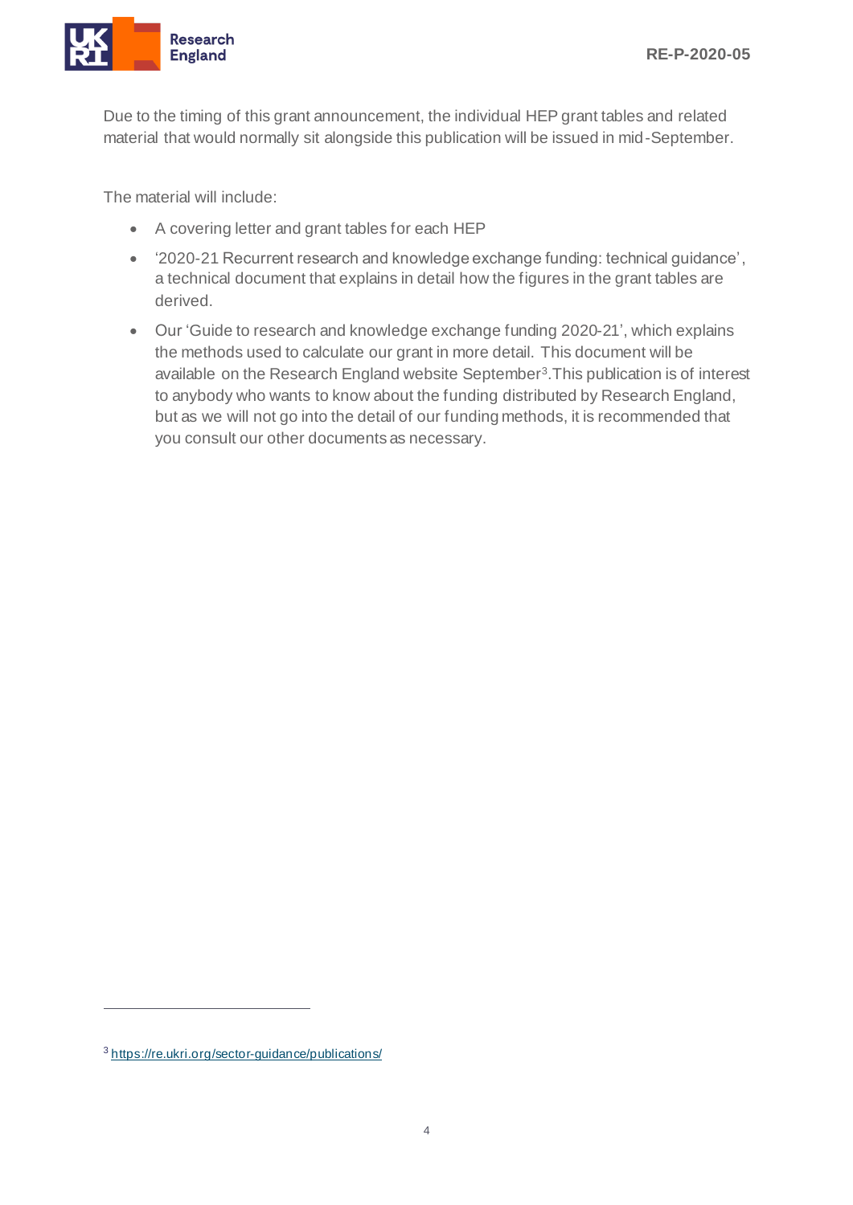Due to the timing of this grant announcement, the individual HEP grant tables and related material that would normally sit alongside this publication will be issued in mid-September.

The material will include:

- A covering letter and grant tables for each HEP
- '2020-21 Recurrent research and knowledge exchange funding: technical guidance', a technical document that explains in detail how the figures in the grant tables are derived.
- Our 'Guide to research and knowledge exchange funding 2020-21', which explains the methods used to calculate our grant in more detail. This document will be available on the Research England website September[3].This publication is of interest to anybody who wants to know about the funding distributed by Research England, but as we will not go into the detail of our funding methods, it is recommended that you consult our other documents as necessary.

[3] https://re.ukri.org/sector-guidance/publications/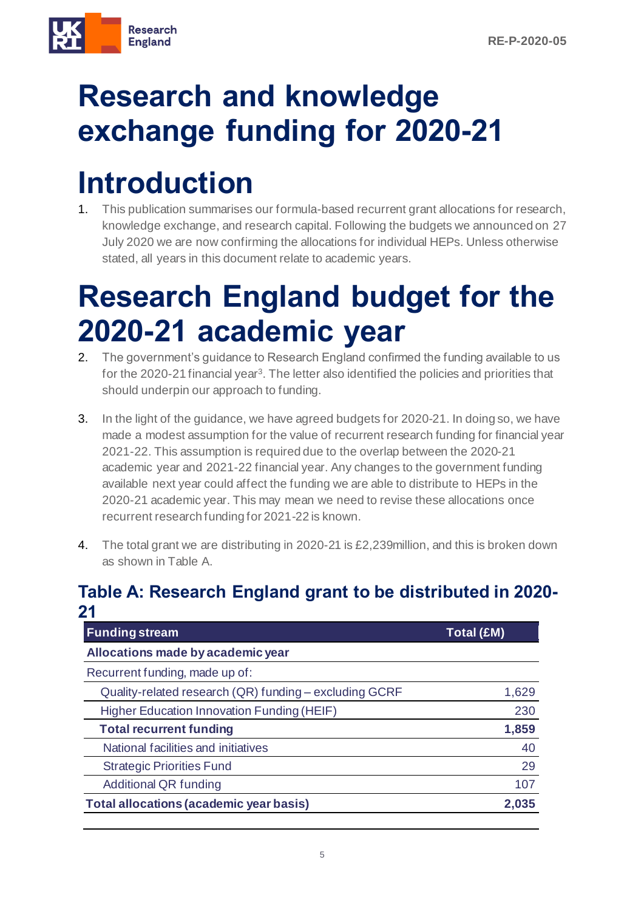# Research and knowledge exchange funding for 2020-21

# Introduction

1. This publication summarises our formula-based recurrent grant allocations for research, knowledge exchange, and research capital. Following the budgets we announced on 27 July 2020 we are now confirming the allocations for individual HEPs. Unless otherwise stated, all years in this document relate to academic years.

# Research England budget for the 2020-21 academic year

2. The government's guidance to Research England confirmed the funding available to us for the 2020-21 financial year[3]. The letter also identified the policies and priorities that should underpin our approach to funding.

3. In the light of the guidance, we have agreed budgets for 2020-21. In doing so, we have made a modest assumption for the value of recurrent research funding for financial year 2021-22. This assumption is required due to the overlap between the 2020-21 academic year and 2021-22 financial year. Any changes to the government funding available next year could affect the funding we are able to distribute to HEPs in the 2020-21 academic year. This may mean we need to revise these allocations once recurrent research funding for 2021-22 is known.

4. The total grant we are distributing in 2020-21 is £2,239million, and this is broken down as shown in Table A.

## Table A: Research England grant to be distributed in 2020-21

| Funding stream | Total (£M) |
|---|---|
| **Allocations made by academic year** | |
| Recurrent funding, made up of: | |
| Quality-related research (QR) funding – excluding GCRF | 1,629 |
| Higher Education Innovation Funding (HEIF) | 230 |
| **Total recurrent funding** | **1,859** |
| National facilities and initiatives | 40 |
| Strategic Priorities Fund | 29 |
| Additional QR funding | 107 |
| **Total allocations (academic year basis)** | **2,035** |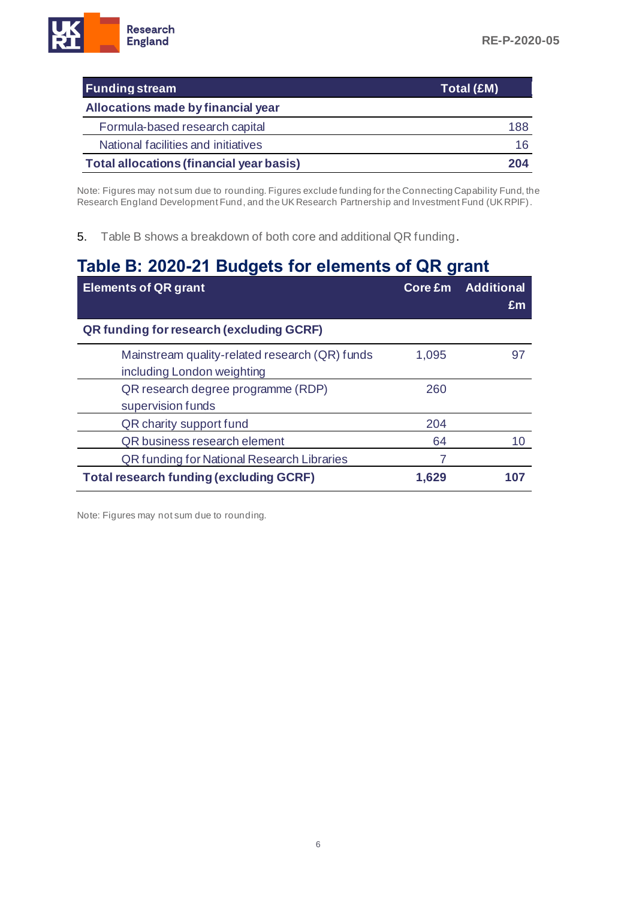| Funding stream | Total (£M) |
|---|---|
| **Allocations made by financial year** | |
| Formula-based research capital | 188 |
| National facilities and initiatives | 16 |
| **Total allocations (financial year basis)** | **204** |

Note: Figures may not sum due to rounding. Figures exclude funding for the Connecting Capability Fund, the Research England Development Fund, and the UK Research Partnership and Investment Fund (UKRPIF).

5. Table B shows a breakdown of both core and additional QR funding.

## Table B: 2020-21 Budgets for elements of QR grant

| Elements of QR grant | Core £m | Additional £m |
|---|---|---|
| **QR funding for research (excluding GCRF)** | | |
| Mainstream quality-related research (QR) funds including London weighting | 1,095 | 97 |
| QR research degree programme (RDP) supervision funds | 260 | |
| QR charity support fund | 204 | |
| QR business research element | 64 | 10 |
| QR funding for National Research Libraries | 7 | |
| **Total research funding (excluding GCRF)** | **1,629** | **107** |

Note: Figures may not sum due to rounding.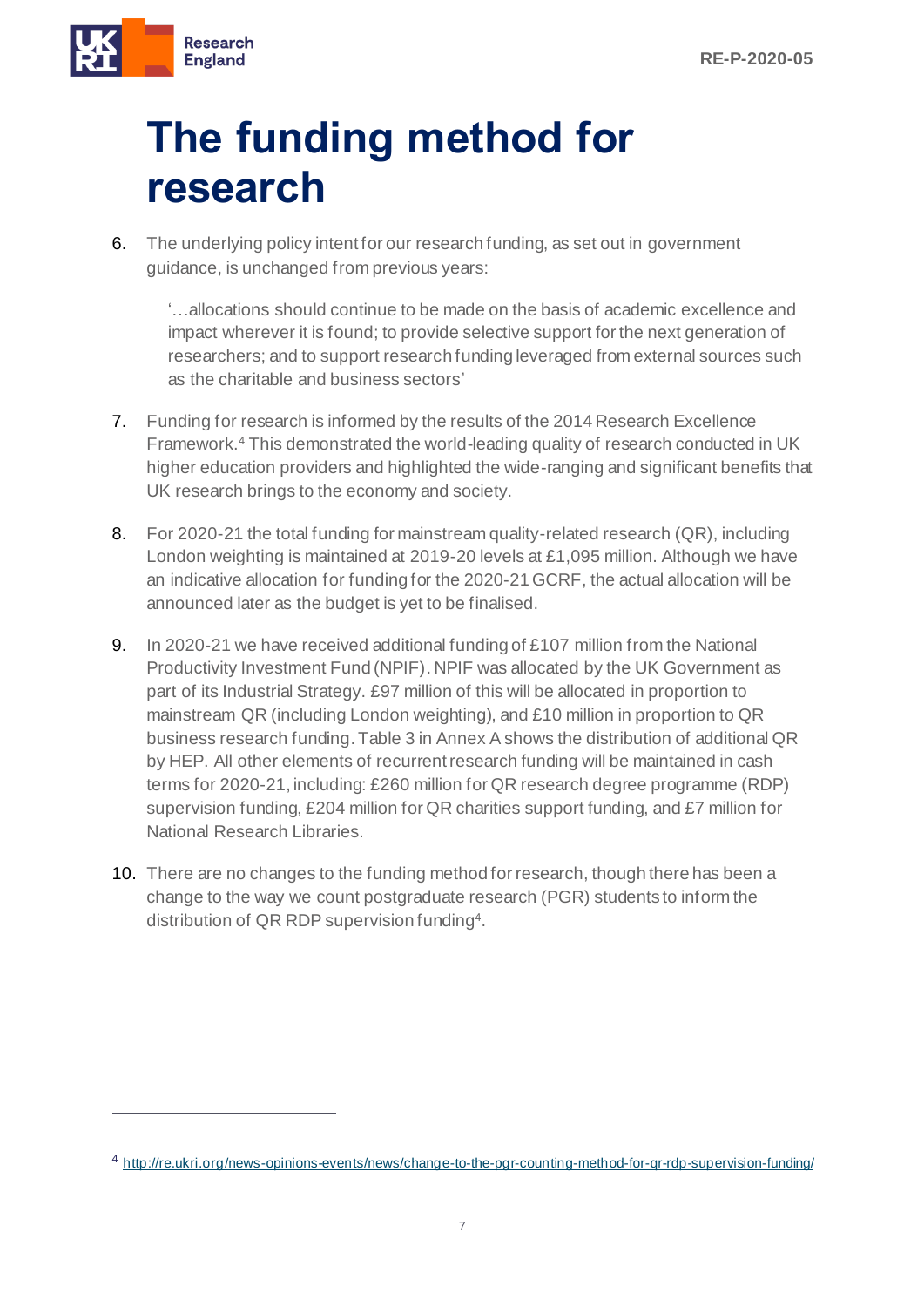# The funding method for research

6. The underlying policy intent for our research funding, as set out in government guidance, is unchanged from previous years:

   '…allocations should continue to be made on the basis of academic excellence and impact wherever it is found; to provide selective support for the next generation of researchers; and to support research funding leveraged from external sources such as the charitable and business sectors'

7. Funding for research is informed by the results of the 2014 Research Excellence Framework.[4] This demonstrated the world-leading quality of research conducted in UK higher education providers and highlighted the wide-ranging and significant benefits that UK research brings to the economy and society.

8. For 2020-21 the total funding for mainstream quality-related research (QR), including London weighting is maintained at 2019-20 levels at £1,095 million. Although we have an indicative allocation for funding for the 2020-21 GCRF, the actual allocation will be announced later as the budget is yet to be finalised.

9. In 2020-21 we have received additional funding of £107 million from the National Productivity Investment Fund (NPIF). NPIF was allocated by the UK Government as part of its Industrial Strategy. £97 million of this will be allocated in proportion to mainstream QR (including London weighting), and £10 million in proportion to QR business research funding. Table 3 in Annex A shows the distribution of additional QR by HEP. All other elements of recurrent research funding will be maintained in cash terms for 2020-21, including: £260 million for QR research degree programme (RDP) supervision funding, £204 million for QR charities support funding, and £7 million for National Research Libraries.

10. There are no changes to the funding method for research, though there has been a change to the way we count postgraduate research (PGR) students to inform the distribution of QR RDP supervision funding[4].

[4] http://re.ukri.org/news-opinions-events/news/change-to-the-pgr-counting-method-for-qr-rdp-supervision-funding/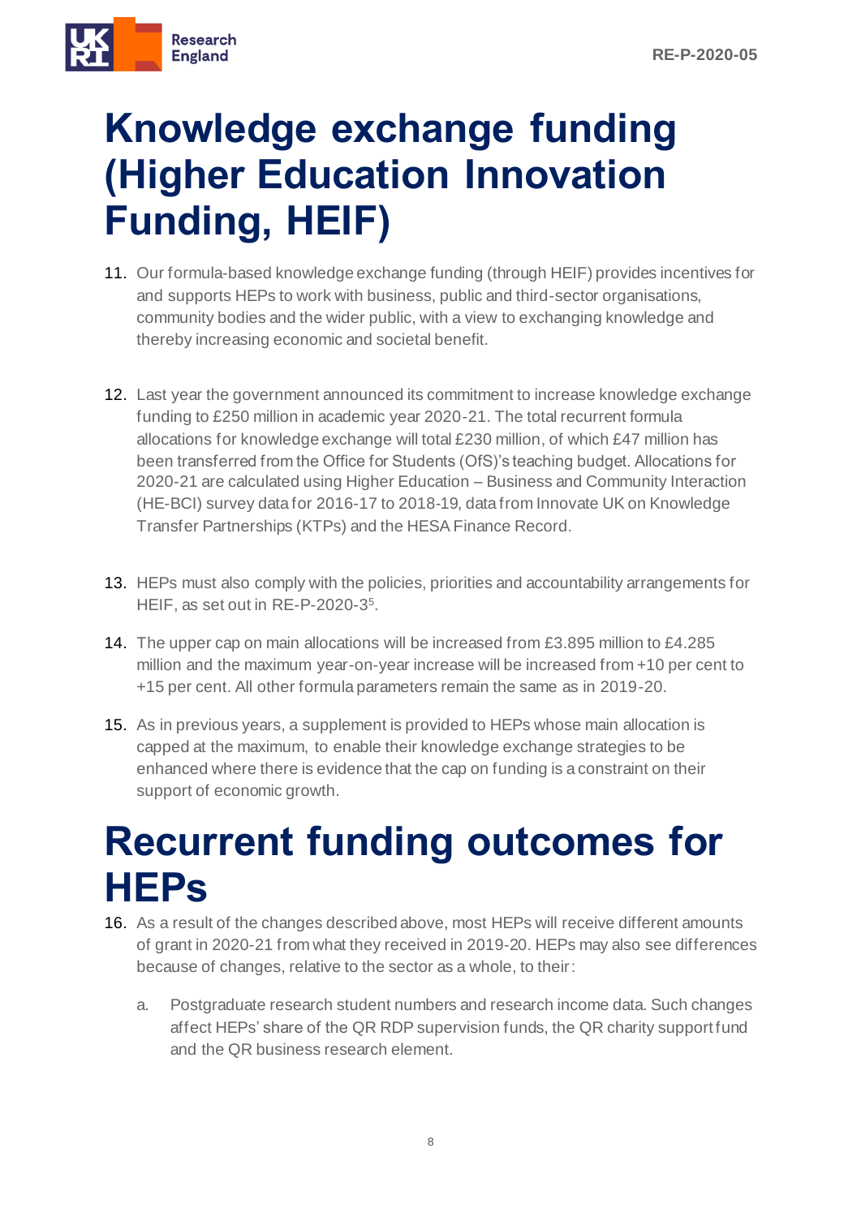# Knowledge exchange funding (Higher Education Innovation Funding, HEIF)

11. Our formula-based knowledge exchange funding (through HEIF) provides incentives for and supports HEPs to work with business, public and third-sector organisations, community bodies and the wider public, with a view to exchanging knowledge and thereby increasing economic and societal benefit.

12. Last year the government announced its commitment to increase knowledge exchange funding to £250 million in academic year 2020-21. The total recurrent formula allocations for knowledge exchange will total £230 million, of which £47 million has been transferred from the Office for Students (OfS)'s teaching budget. Allocations for 2020-21 are calculated using Higher Education – Business and Community Interaction (HE-BCI) survey data for 2016-17 to 2018-19, data from Innovate UK on Knowledge Transfer Partnerships (KTPs) and the HESA Finance Record.

13. HEPs must also comply with the policies, priorities and accountability arrangements for HEIF, as set out in RE-P-2020-3[5].

14. The upper cap on main allocations will be increased from £3.895 million to £4.285 million and the maximum year-on-year increase will be increased from +10 per cent to +15 per cent. All other formula parameters remain the same as in 2019-20.

15. As in previous years, a supplement is provided to HEPs whose main allocation is capped at the maximum, to enable their knowledge exchange strategies to be enhanced where there is evidence that the cap on funding is a constraint on their support of economic growth.

# Recurrent funding outcomes for HEPs

16. As a result of the changes described above, most HEPs will receive different amounts of grant in 2020-21 from what they received in 2019-20. HEPs may also see differences because of changes, relative to the sector as a whole, to their:

    a. Postgraduate research student numbers and research income data. Such changes affect HEPs' share of the QR RDP supervision funds, the QR charity support fund and the QR business research element.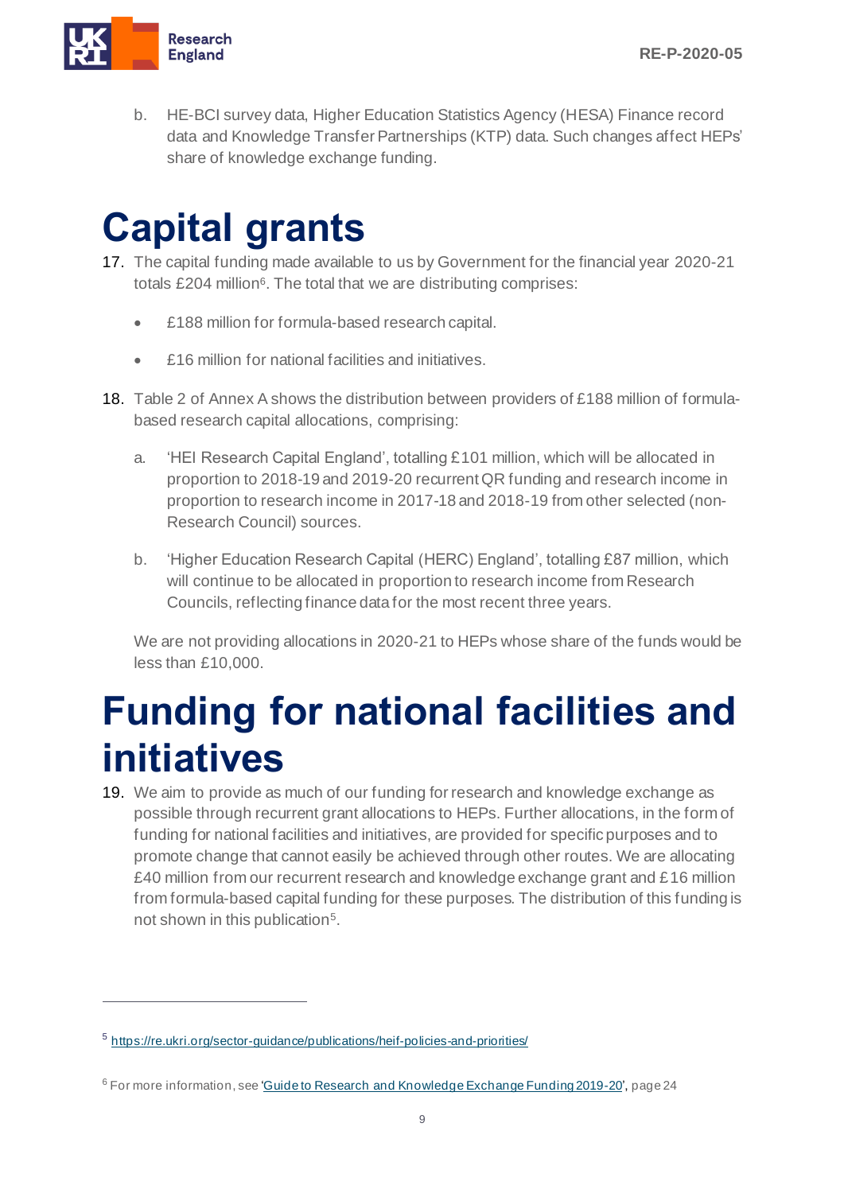b. HE-BCI survey data, Higher Education Statistics Agency (HESA) Finance record data and Knowledge Transfer Partnerships (KTP) data. Such changes affect HEPs' share of knowledge exchange funding.

# Capital grants

17. The capital funding made available to us by Government for the financial year 2020-21 totals £204 million[6]. The total that we are distributing comprises:

   - £188 million for formula-based research capital.
   - £16 million for national facilities and initiatives.

18. Table 2 of Annex A shows the distribution between providers of £188 million of formula-based research capital allocations, comprising:

   a. 'HEI Research Capital England', totalling £101 million, which will be allocated in proportion to 2018-19 and 2019-20 recurrent QR funding and research income in proportion to research income in 2017-18 and 2018-19 from other selected (non-Research Council) sources.

   b. 'Higher Education Research Capital (HERC) England', totalling £87 million, which will continue to be allocated in proportion to research income from Research Councils, reflecting finance data for the most recent three years.

   We are not providing allocations in 2020-21 to HEPs whose share of the funds would be less than £10,000.

# Funding for national facilities and initiatives

19. We aim to provide as much of our funding for research and knowledge exchange as possible through recurrent grant allocations to HEPs. Further allocations, in the form of funding for national facilities and initiatives, are provided for specific purposes and to promote change that cannot easily be achieved through other routes. We are allocating £40 million from our recurrent research and knowledge exchange grant and £16 million from formula-based capital funding for these purposes. The distribution of this funding is not shown in this publication[5].

---

[5] https://re.ukri.org/sector-guidance/publications/heif-policies-and-priorities/

[6] For more information, see 'Guide to Research and Knowledge Exchange Funding 2019-20', page 24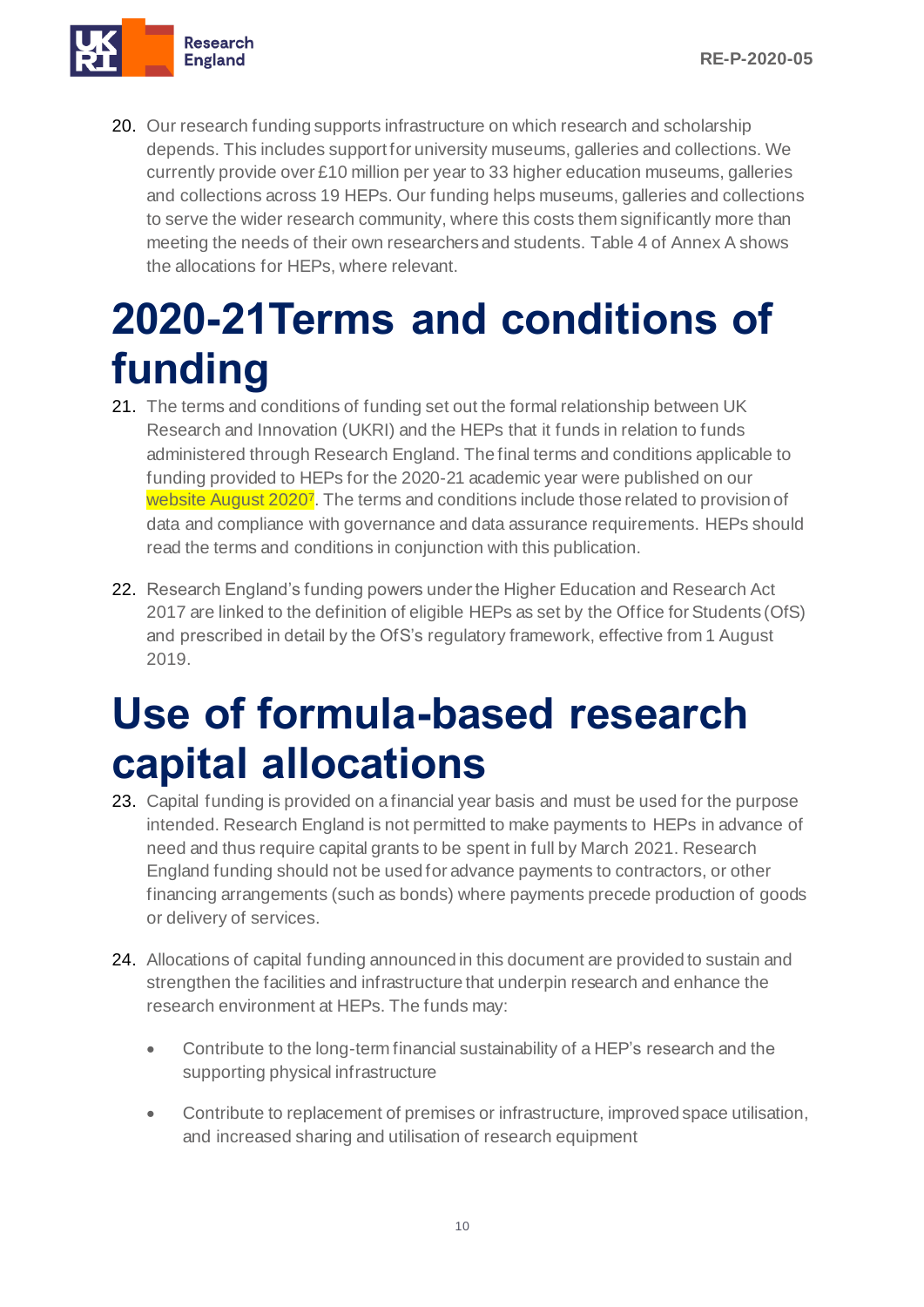20. Our research funding supports infrastructure on which research and scholarship depends. This includes support for university museums, galleries and collections. We currently provide over £10 million per year to 33 higher education museums, galleries and collections across 19 HEPs. Our funding helps museums, galleries and collections to serve the wider research community, where this costs them significantly more than meeting the needs of their own researchers and students. Table 4 of Annex A shows the allocations for HEPs, where relevant.

# 2020-21Terms and conditions of funding

21. The terms and conditions of funding set out the formal relationship between UK Research and Innovation (UKRI) and the HEPs that it funds in relation to funds administered through Research England. The final terms and conditions applicable to funding provided to HEPs for the 2020-21 academic year were published on our website August 2020[7]. The terms and conditions include those related to provision of data and compliance with governance and data assurance requirements. HEPs should read the terms and conditions in conjunction with this publication.

22. Research England's funding powers under the Higher Education and Research Act 2017 are linked to the definition of eligible HEPs as set by the Office for Students (OfS) and prescribed in detail by the OfS's regulatory framework, effective from 1 August 2019.

# Use of formula-based research capital allocations

23. Capital funding is provided on a financial year basis and must be used for the purpose intended. Research England is not permitted to make payments to HEPs in advance of need and thus require capital grants to be spent in full by March 2021. Research England funding should not be used for advance payments to contractors, or other financing arrangements (such as bonds) where payments precede production of goods or delivery of services.

24. Allocations of capital funding announced in this document are provided to sustain and strengthen the facilities and infrastructure that underpin research and enhance the research environment at HEPs. The funds may:

    - Contribute to the long-term financial sustainability of a HEP's research and the supporting physical infrastructure

    - Contribute to replacement of premises or infrastructure, improved space utilisation, and increased sharing and utilisation of research equipment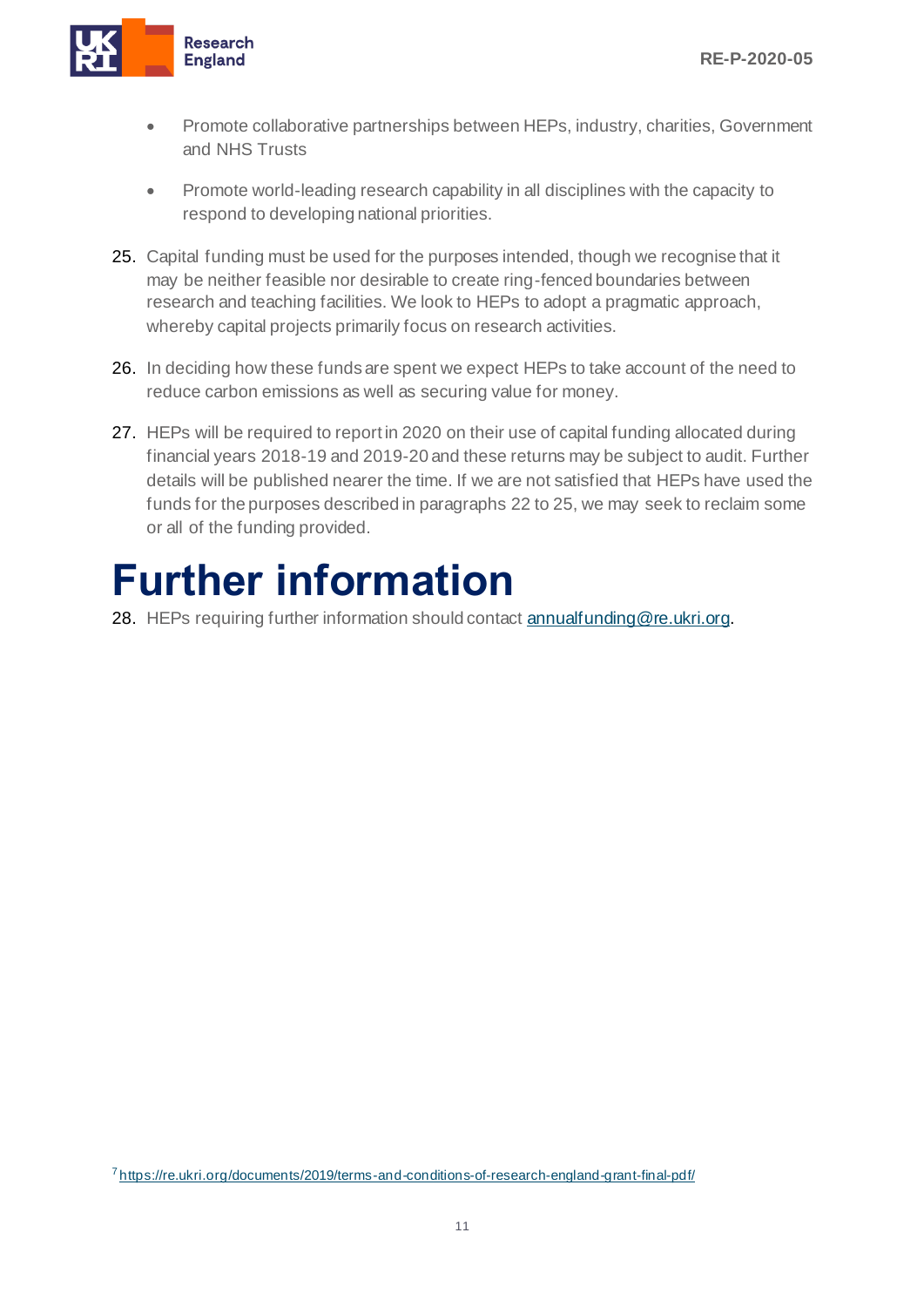- Promote collaborative partnerships between HEPs, industry, charities, Government and NHS Trusts
- Promote world-leading research capability in all disciplines with the capacity to respond to developing national priorities.

25. Capital funding must be used for the purposes intended, though we recognise that it may be neither feasible nor desirable to create ring-fenced boundaries between research and teaching facilities. We look to HEPs to adopt a pragmatic approach, whereby capital projects primarily focus on research activities.

26. In deciding how these funds are spent we expect HEPs to take account of the need to reduce carbon emissions as well as securing value for money.

27. HEPs will be required to report in 2020 on their use of capital funding allocated during financial years 2018-19 and 2019-20 and these returns may be subject to audit. Further details will be published nearer the time. If we are not satisfied that HEPs have used the funds for the purposes described in paragraphs 22 to 25, we may seek to reclaim some or all of the funding provided.

# Further information

28. HEPs requiring further information should contact [annualfunding@re.ukri.org](mailto:annualfunding@re.ukri.org).

[7] https://re.ukri.org/documents/2019/terms-and-conditions-of-research-england-grant-final-pdf/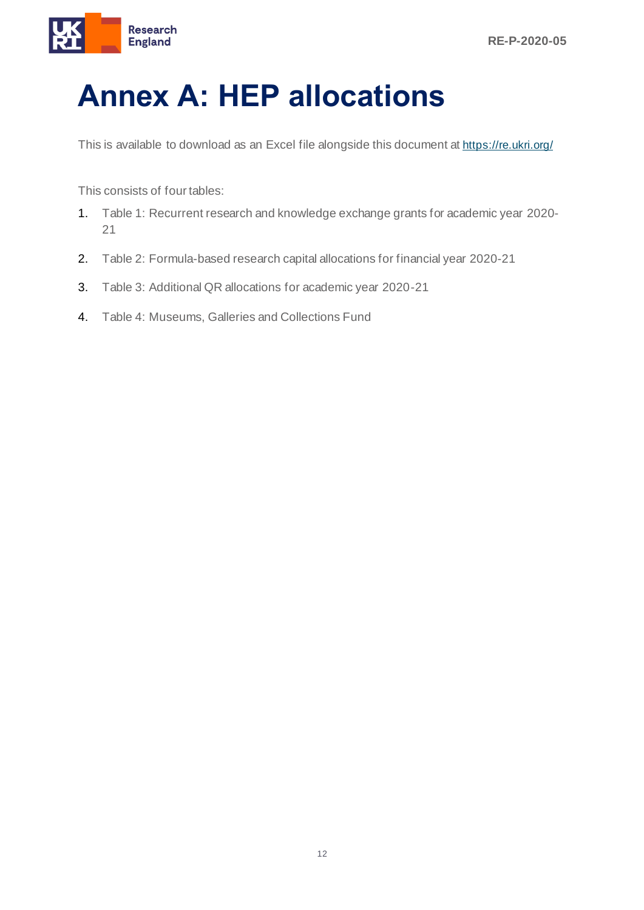# Annex A: HEP allocations

This is available to download as an Excel file alongside this document at https://re.ukri.org/

This consists of four tables:

1. Table 1: Recurrent research and knowledge exchange grants for academic year 2020-21
2. Table 2: Formula-based research capital allocations for financial year 2020-21
3. Table 3: Additional QR allocations for academic year 2020-21
4. Table 4: Museums, Galleries and Collections Fund